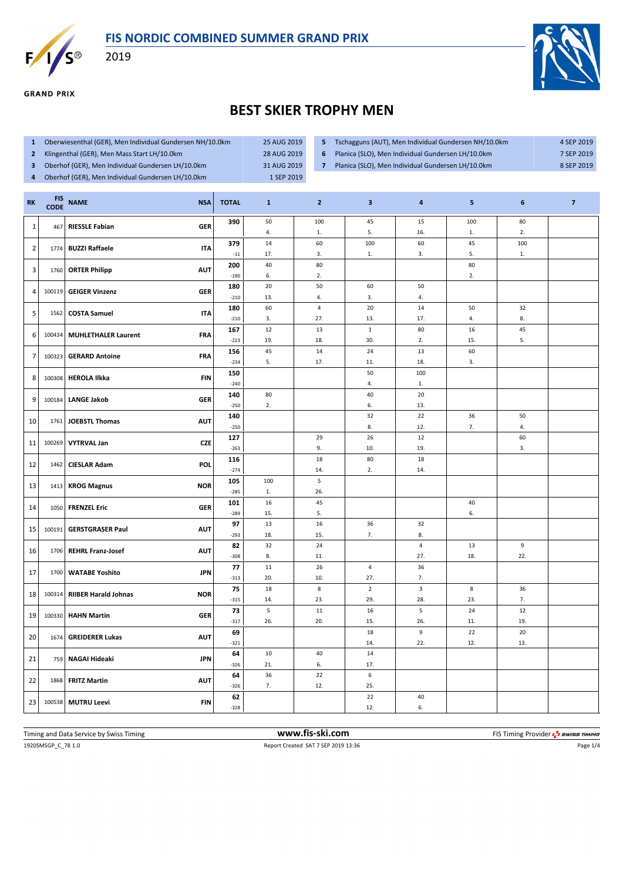# FIS NORDIC COMBINED SUMMER GRAND PRIX

2019

GRAND PRIX

## BEST SKIER TROPHY MEN

| | Competition | Date |
|---|---|---|
| 1 | Oberwiesenthal (GER), Men Individual Gundersen NH/10.0km | 25 AUG 2019 |
| 2 | Klingenthal (GER), Men Mass Start LH/10.0km | 28 AUG 2019 |
| 3 | Oberhof (GER), Men Individual Gundersen LH/10.0km | 31 AUG 2019 |
| 4 | Oberhof (GER), Men Individual Gundersen LH/10.0km | 1 SEP 2019 |
| 5 | Tschagguns (AUT), Men Individual Gundersen NH/10.0km | 4 SEP 2019 |
| 6 | Planica (SLO), Men Individual Gundersen LH/10.0km | 7 SEP 2019 |
| 7 | Planica (SLO), Men Individual Gundersen LH/10.0km | 8 SEP 2019 |

| RK | FIS CODE | NAME | NSA | TOTAL | 1 | 2 | 3 | 4 | 5 | 6 | 7 |
|---|---|---|---|---|---|---|---|---|---|---|---|
| 1 | 467 | RIESSLE Fabian | GER | 390 | 50<br>4. | 100<br>1. | 45<br>5. | 15<br>16. | 100<br>1. | 80<br>2. | |
| 2 | 1774 | BUZZI Raffaele | ITA | 379<br>-11 | 14<br>17. | 60<br>3. | 100<br>1. | 60<br>3. | 45<br>5. | 100<br>1. | |
| 3 | 1760 | ORTER Philipp | AUT | 200<br>-190 | 40<br>6. | 80<br>2. | | | 80<br>2. | | |
| 4 | 100119 | GEIGER Vinzenz | GER | 180<br>-210 | 20<br>13. | 50<br>4. | 60<br>3. | 50<br>4. | | | |
| 5 | 1562 | COSTA Samuel | ITA | 180<br>-210 | 60<br>3. | 4<br>27. | 20<br>13. | 14<br>17. | 50<br>4. | 32<br>8. | |
| 6 | 100434 | MUHLETHALER Laurent | FRA | 167<br>-223 | 12<br>19. | 13<br>18. | 1<br>30. | 80<br>2. | 16<br>15. | 45<br>5. | |
| 7 | 100323 | GERARD Antoine | FRA | 156<br>-234 | 45<br>5. | 14<br>17. | 24<br>11. | 13<br>18. | 60<br>3. | | |
| 8 | 100308 | HEROLA Ilkka | FIN | 150<br>-240 | | | 50<br>4. | 100<br>1. | | | |
| 9 | 100184 | LANGE Jakob | GER | 140<br>-250 | 80<br>2. | | 40<br>6. | 20<br>13. | | | |
| 10 | 1761 | JOEBSTL Thomas | AUT | 140<br>-250 | | | 32<br>8. | 22<br>12. | 36<br>7. | 50<br>4. | |
| 11 | 100269 | VYTRVAL Jan | CZE | 127<br>-263 | | 29<br>9. | 26<br>10. | 12<br>19. | | 60<br>3. | |
| 12 | 1462 | CIESLAR Adam | POL | 116<br>-274 | | 18<br>14. | 80<br>2. | 18<br>14. | | | |
| 13 | 1413 | KROG Magnus | NOR | 105<br>-285 | 100<br>1. | 5<br>26. | | | | | |
| 14 | 1050 | FRENZEL Eric | GER | 101<br>-289 | 16<br>15. | 45<br>5. | | | 40<br>6. | | |
| 15 | 100191 | GERSTGRASER Paul | AUT | 97<br>-293 | 13<br>18. | 16<br>15. | 36<br>7. | 32<br>8. | | | |
| 16 | 1706 | REHRL Franz-Josef | AUT | 82<br>-308 | 32<br>8. | 24<br>11. | | 4<br>27. | 13<br>18. | 9<br>22. | |
| 17 | 1700 | WATABE Yoshito | JPN | 77<br>-313 | 11<br>20. | 26<br>10. | 4<br>27. | 36<br>7. | | | |
| 18 | 100314 | RIIBER Harald Johnas | NOR | 75<br>-315 | 18<br>14. | 8<br>23. | 2<br>29. | 3<br>28. | 8<br>23. | 36<br>7. | |
| 19 | 100330 | HAHN Martin | GER | 73<br>-317 | 5<br>26. | 11<br>20. | 16<br>15. | 5<br>26. | 24<br>11. | 12<br>19. | |
| 20 | 1674 | GREIDERER Lukas | AUT | 69<br>-321 | | | 18<br>14. | 9<br>22. | 22<br>12. | 20<br>13. | |
| 21 | 759 | NAGAI Hideaki | JPN | 64<br>-326 | 10<br>21. | 40<br>6. | 14<br>17. | | | | |
| 22 | 1868 | FRITZ Martin | AUT | 64<br>-326 | 36<br>7. | 22<br>12. | 6<br>25. | | | | |
| 23 | 100538 | MUTRU Leevi | FIN | 62<br>-328 | | | 22<br>12. | 40<br>6. | | | |

Timing and Data Service by Swiss Timing | www.fis-ski.com | FIS Timing Provider SWISS TIMING

1920SMSGP_C_78 1.0 | Report Created SAT 7 SEP 2019 13:36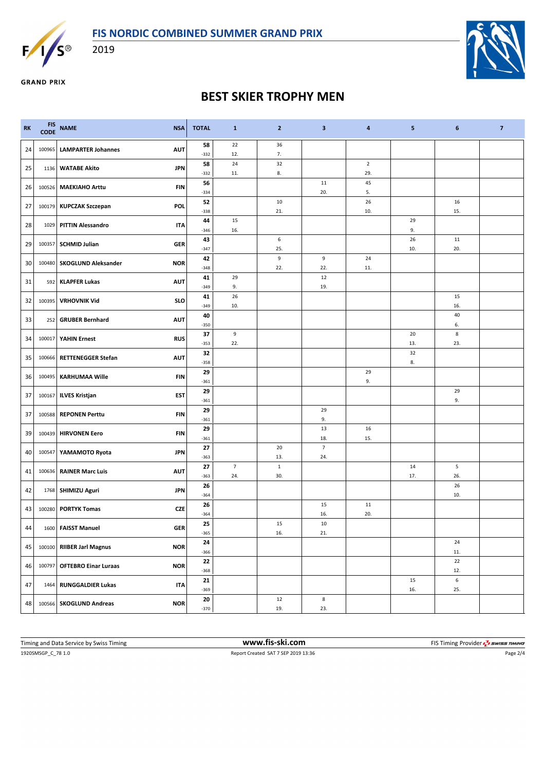# FIS NORDIC COMBINED SUMMER GRAND PRIX

2019

GRAND PRIX

## BEST SKIER TROPHY MEN

| RK | FIS CODE | NAME | NSA | TOTAL | 1 | 2 | 3 | 4 | 5 | 6 | 7 |
|---|---|---|---|---|---|---|---|---|---|---|---|
| 24 | 100965 | LAMPARTER Johannes | AUT | 58<br>-332 | 22<br>12. | 36<br>7. | | | | | |
| 25 | 1136 | WATABE Akito | JPN | 58<br>-332 | 24<br>11. | 32<br>8. | | 2<br>29. | | | |
| 26 | 100526 | MAEKIAHO Arttu | FIN | 56<br>-334 | | | 11<br>20. | 45<br>5. | | | |
| 27 | 100179 | KUPCZAK Szczepan | POL | 52<br>-338 | | 10<br>21. | | 26<br>10. | | 16<br>15. | |
| 28 | 1029 | PITTIN Alessandro | ITA | 44<br>-346 | 15<br>16. | | | | 29<br>9. | | |
| 29 | 100357 | SCHMID Julian | GER | 43<br>-347 | | 6<br>25. | | | 26<br>10. | 11<br>20. | |
| 30 | 100480 | SKOGLUND Aleksander | NOR | 42<br>-348 | | 9<br>22. | 9<br>22. | 24<br>11. | | | |
| 31 | 592 | KLAPFER Lukas | AUT | 41<br>-349 | 29<br>9. | | 12<br>19. | | | | |
| 32 | 100395 | VRHOVNIK Vid | SLO | 41<br>-349 | 26<br>10. | | | | | 15<br>16. | |
| 33 | 252 | GRUBER Bernhard | AUT | 40<br>-350 | | | | | | 40<br>6. | |
| 34 | 100017 | YAHIN Ernest | RUS | 37<br>-353 | 9<br>22. | | | | 20<br>13. | 8<br>23. | |
| 35 | 100666 | RETTENEGGER Stefan | AUT | 32<br>-358 | | | | | 32<br>8. | | |
| 36 | 100495 | KARHUMAA Wille | FIN | 29<br>-361 | | | | 29<br>9. | | | |
| 37 | 100167 | ILVES Kristjan | EST | 29<br>-361 | | | | | | 29<br>9. | |
| 37 | 100588 | REPONEN Perttu | FIN | 29<br>-361 | | | 29<br>9. | | | | |
| 39 | 100439 | HIRVONEN Eero | FIN | 29<br>-361 | | | 13<br>18. | 16<br>15. | | | |
| 40 | 100547 | YAMAMOTO Ryota | JPN | 27<br>-363 | | 20<br>13. | 7<br>24. | | | | |
| 41 | 100636 | RAINER Marc Luis | AUT | 27<br>-363 | 7<br>24. | 1<br>30. | | | 14<br>17. | 5<br>26. | |
| 42 | 1768 | SHIMIZU Aguri | JPN | 26<br>-364 | | | | | | 26<br>10. | |
| 43 | 100280 | PORTYK Tomas | CZE | 26<br>-364 | | | 15<br>16. | 11<br>20. | | | |
| 44 | 1600 | FAISST Manuel | GER | 25<br>-365 | | 15<br>16. | 10<br>21. | | | | |
| 45 | 100100 | RIIBER Jarl Magnus | NOR | 24<br>-366 | | | | | | 24<br>11. | |
| 46 | 100797 | OFTEBRO Einar Luraas | NOR | 22<br>-368 | | | | | | 22<br>12. | |
| 47 | 1464 | RUNGGALDIER Lukas | ITA | 21<br>-369 | | | | | 15<br>16. | 6<br>25. | |
| 48 | 100566 | SKOGLUND Andreas | NOR | 20<br>-370 | | 12<br>19. | 8<br>23. | | | | |

Timing and Data Service by Swiss Timing | www.fis-ski.com | FIS Timing Provider SWISS TIMING

1920SMSGP_C_78 1.0 | Report Created SAT 7 SEP 2019 13:36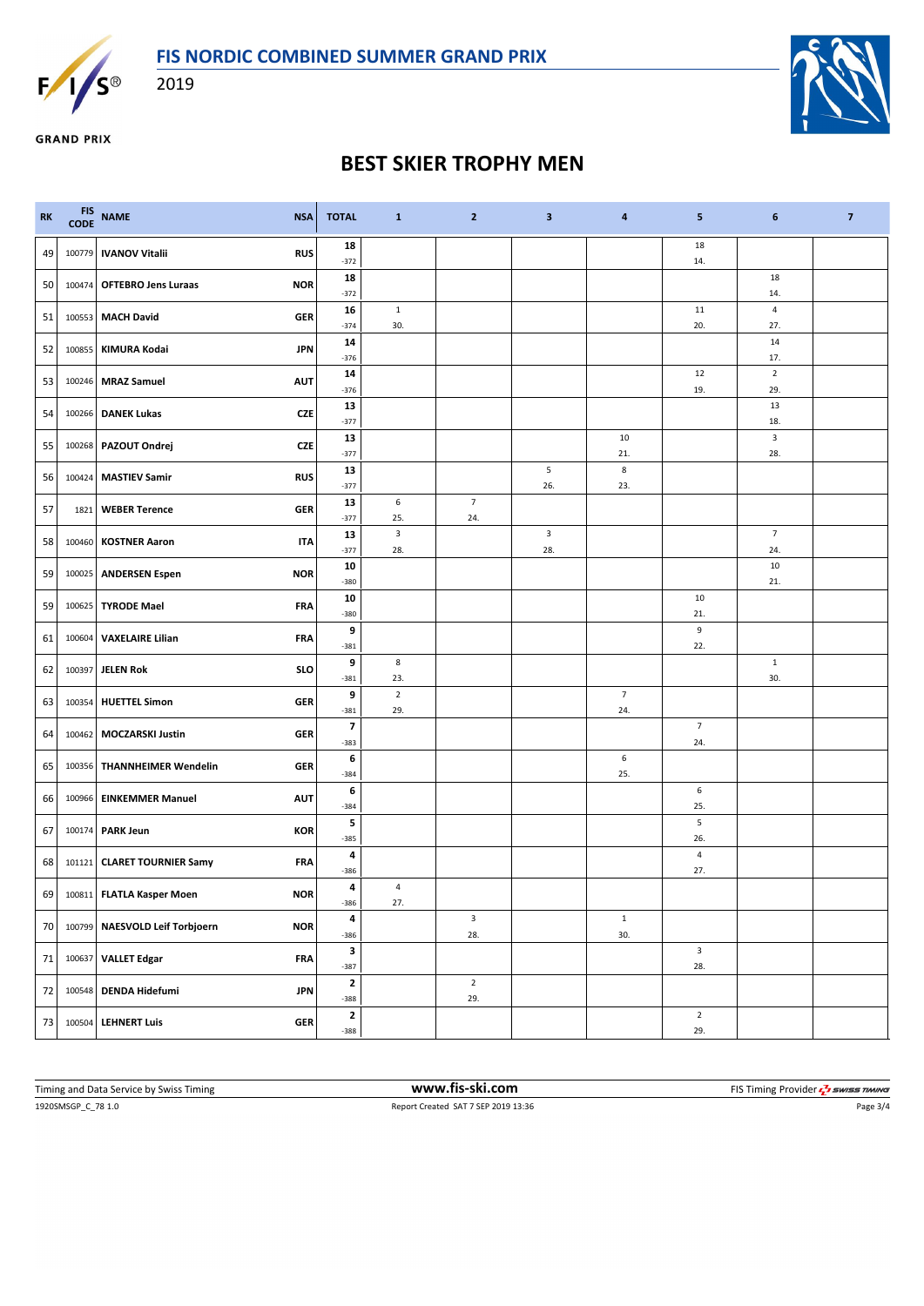# FIS NORDIC COMBINED SUMMER GRAND PRIX

2019

**GRAND PRIX**

## BEST SKIER TROPHY MEN

| RK | FIS CODE | NAME | NSA | TOTAL | 1 | 2 | 3 | 4 | 5 | 6 | 7 |
|---|---|---|---|---|---|---|---|---|---|---|---|
| 49 | 100779 | IVANOV Vitalii | RUS | **18** -372 | | | | | 18 14. | | |
| 50 | 100474 | OFTEBRO Jens Luraas | NOR | **18** -372 | | | | | | 18 14. | |
| 51 | 100553 | MACH David | GER | **16** -374 | 1 30. | | | | 11 20. | 4 27. | |
| 52 | 100855 | KIMURA Kodai | JPN | **14** -376 | | | | | | 14 17. | |
| 53 | 100246 | MRAZ Samuel | AUT | **14** -376 | | | | | 12 19. | 2 29. | |
| 54 | 100266 | DANEK Lukas | CZE | **13** -377 | | | | | | 13 18. | |
| 55 | 100268 | PAZOUT Ondrej | CZE | **13** -377 | | | | 10 21. | | 3 28. | |
| 56 | 100424 | MASTIEV Samir | RUS | **13** -377 | | | 5 26. | 8 23. | | | |
| 57 | 1821 | WEBER Terence | GER | **13** -377 | 6 25. | 7 24. | | | | | |
| 58 | 100460 | KOSTNER Aaron | ITA | **13** -377 | 3 28. | | 3 28. | | | 7 24. | |
| 59 | 100025 | ANDERSEN Espen | NOR | **10** -380 | | | | | | 10 21. | |
| 59 | 100625 | TYRODE Mael | FRA | **10** -380 | | | | | 10 21. | | |
| 61 | 100604 | VAXELAIRE Lilian | FRA | **9** -381 | | | | | 9 22. | | |
| 62 | 100397 | JELEN Rok | SLO | **9** -381 | 8 23. | | | | | 1 30. | |
| 63 | 100354 | HUETTEL Simon | GER | **9** -381 | 2 29. | | | 7 24. | | | |
| 64 | 100462 | MOCZARSKI Justin | GER | **7** -383 | | | | | 7 24. | | |
| 65 | 100356 | THANNHEIMER Wendelin | GER | **6** -384 | | | | 6 25. | | | |
| 66 | 100966 | EINKEMMER Manuel | AUT | **6** -384 | | | | | 6 25. | | |
| 67 | 100174 | PARK Jeun | KOR | **5** -385 | | | | | 5 26. | | |
| 68 | 101121 | CLARET TOURNIER Samy | FRA | **4** -386 | | | | | 4 27. | | |
| 69 | 100811 | FLATLA Kasper Moen | NOR | **4** -386 | 4 27. | | | | | | |
| 70 | 100799 | NAESVOLD Leif Torbjoern | NOR | **4** -386 | | 3 28. | | 1 30. | | | |
| 71 | 100637 | VALLET Edgar | FRA | **3** -387 | | | | | 3 28. | | |
| 72 | 100548 | DENDA Hidefumi | JPN | **2** -388 | | 2 29. | | | | | |
| 73 | 100504 | LEHNERT Luis | GER | **2** -388 | | | | | 2 29. | | |

Timing and Data Service by Swiss Timing — **www.fis-ski.com** — FIS Timing Provider SWISS TIMING

1920SMSGP_C_78 1.0 — Report Created SAT 7 SEP 2019 13:36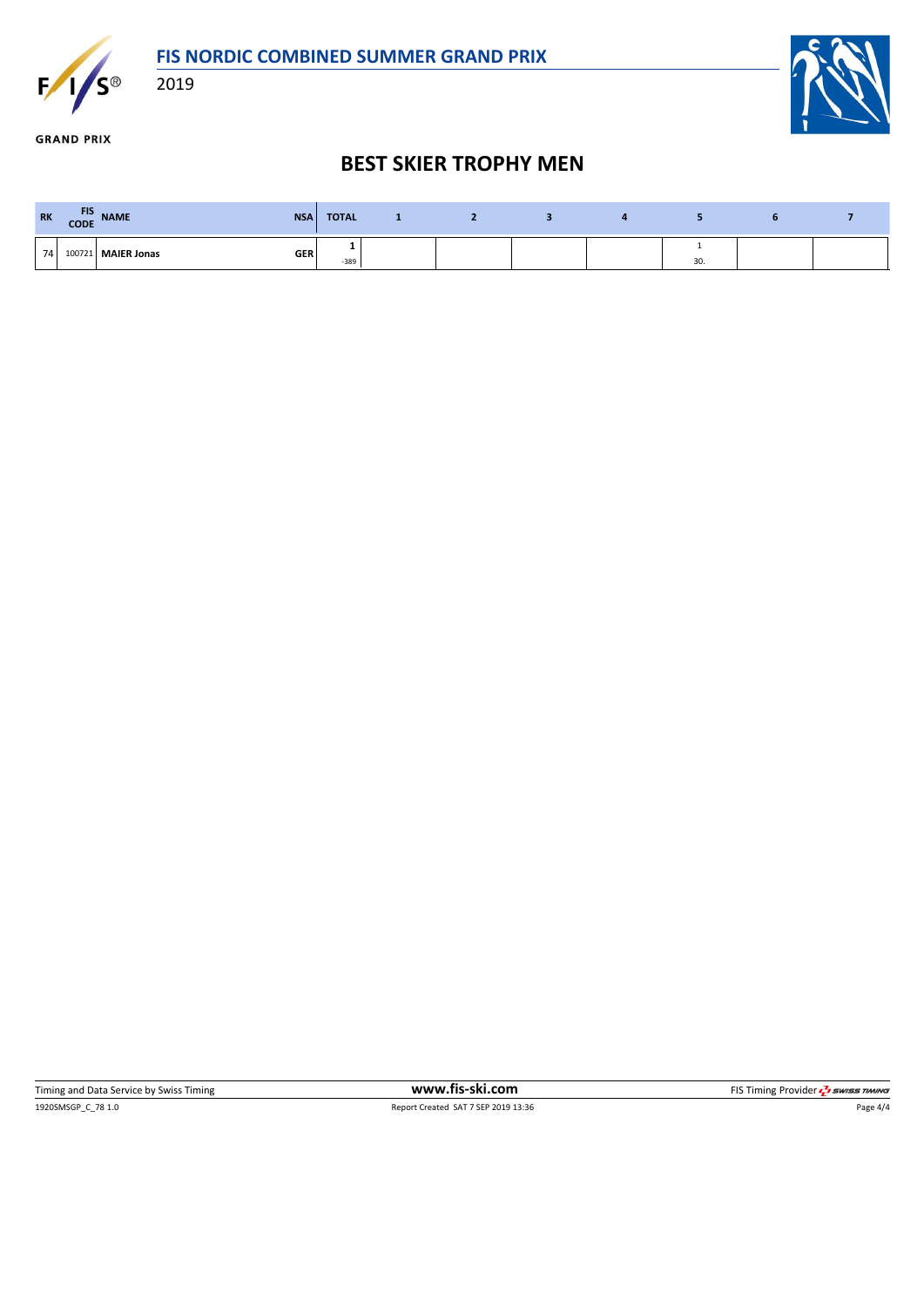# FIS NORDIC COMBINED SUMMER GRAND PRIX

2019

## BEST SKIER TROPHY MEN

| RK | FIS CODE | NAME | NSA | TOTAL | 1 | 2 | 3 | 4 | 5 | 6 | 7 |
|---|---|---|---|---|---|---|---|---|---|---|---|
| 74 | 100721 | MAIER Jonas | GER | 1<br>-389 | | | | | 1<br>30. | | |